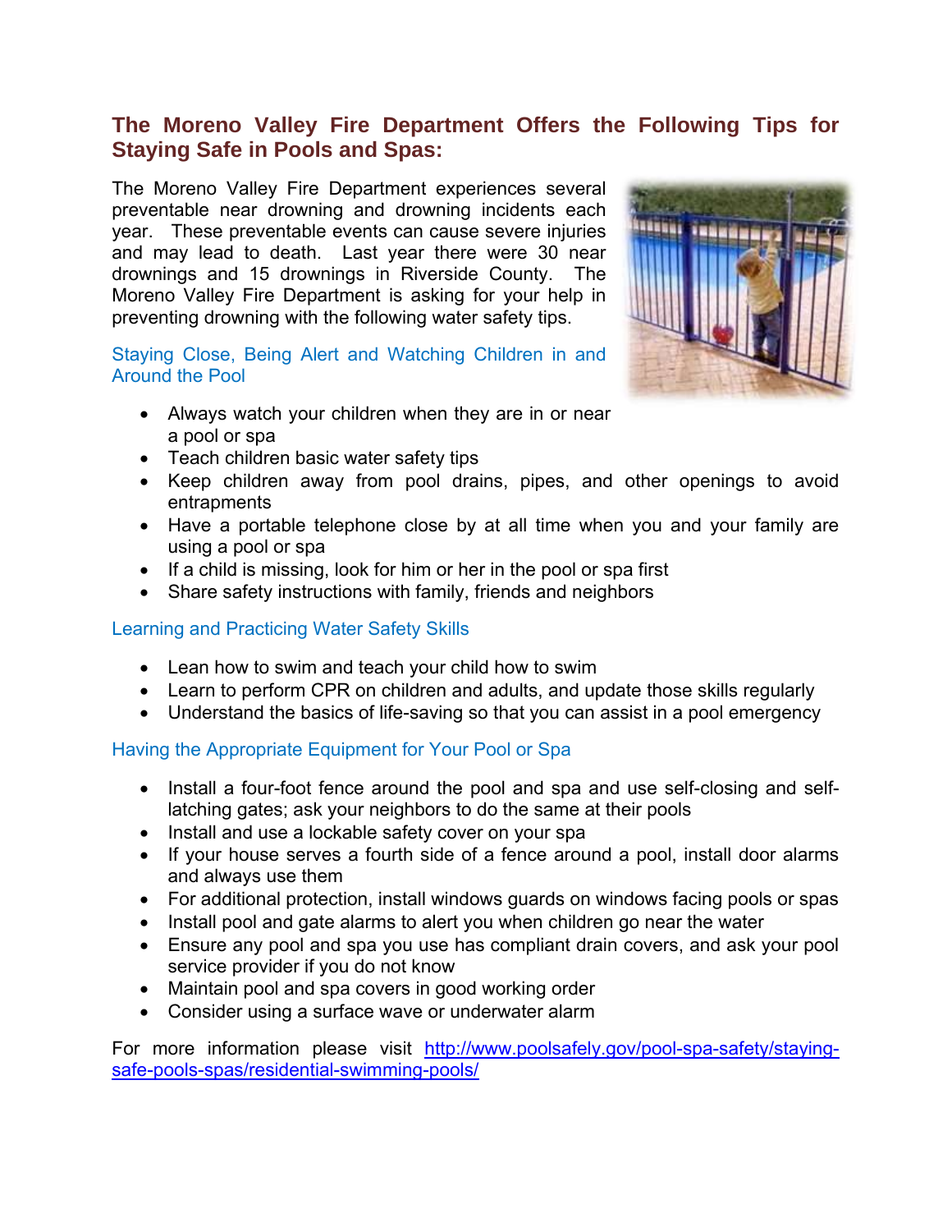## The Moreno Valley Fire Department Offers the Following Tips for Staying Safe in Pools and Spas:

The Moreno Valley Fire Department experiences several preventable near drowning and drowning incidents each year. These preventable events can cause severe injuries and may lead to death. Last year there were 30 near drownings and 15 drownings in Riverside County. The Moreno Valley Fire Department is asking for your help in preventing drowning with the following water safety tips.

### Staying Close, Being Alert and Watching Children in and Around the Pool

- Always watch your children when they are in or near a pool or spa
- Teach children basic water safety tips
- Keep children away from pool drains, pipes, and other openings to avoid entrapments
- Have a portable telephone close by at all time when you and your family are using a pool or spa
- If a child is missing, look for him or her in the pool or spa first
- Share safety instructions with family, friends and neighbors

### Learning and Practicing Water Safety Skills

- Lean how to swim and teach your child how to swim
- Learn to perform CPR on children and adults, and update those skills regularly
- Understand the basics of life-saving so that you can assist in a pool emergency

### Having the Appropriate Equipment for Your Pool or Spa

- Install a four-foot fence around the pool and spa and use self-closing and self-latching gates; ask your neighbors to do the same at their pools
- Install and use a lockable safety cover on your spa
- If your house serves a fourth side of a fence around a pool, install door alarms and always use them
- For additional protection, install windows guards on windows facing pools or spas
- Install pool and gate alarms to alert you when children go near the water
- Ensure any pool and spa you use has compliant drain covers, and ask your pool service provider if you do not know
- Maintain pool and spa covers in good working order
- Consider using a surface wave or underwater alarm

For more information please visit http://www.poolsafely.gov/pool-spa-safety/staying-safe-pools-spas/residential-swimming-pools/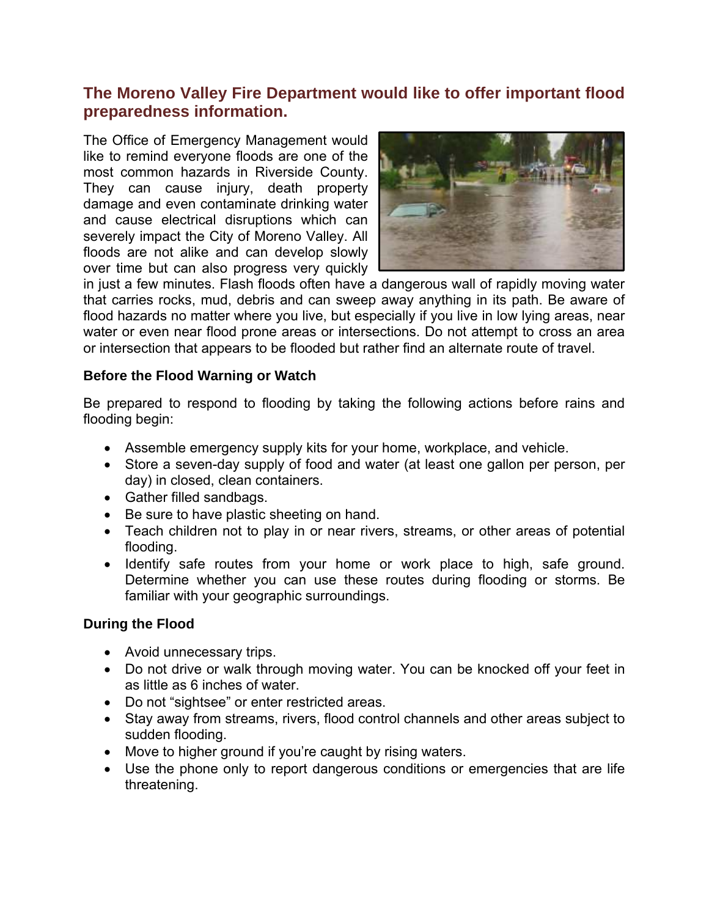## The Moreno Valley Fire Department would like to offer important flood preparedness information.

The Office of Emergency Management would like to remind everyone floods are one of the most common hazards in Riverside County. They can cause injury, death property damage and even contaminate drinking water and cause electrical disruptions which can severely impact the City of Moreno Valley. All floods are not alike and can develop slowly over time but can also progress very quickly in just a few minutes. Flash floods often have a dangerous wall of rapidly moving water that carries rocks, mud, debris and can sweep away anything in its path. Be aware of flood hazards no matter where you live, but especially if you live in low lying areas, near water or even near flood prone areas or intersections. Do not attempt to cross an area or intersection that appears to be flooded but rather find an alternate route of travel.

**Before the Flood Warning or Watch**

Be prepared to respond to flooding by taking the following actions before rains and flooding begin:

- Assemble emergency supply kits for your home, workplace, and vehicle.
- Store a seven-day supply of food and water (at least one gallon per person, per day) in closed, clean containers.
- Gather filled sandbags.
- Be sure to have plastic sheeting on hand.
- Teach children not to play in or near rivers, streams, or other areas of potential flooding.
- Identify safe routes from your home or work place to high, safe ground. Determine whether you can use these routes during flooding or storms. Be familiar with your geographic surroundings.

**During the Flood**

- Avoid unnecessary trips.
- Do not drive or walk through moving water. You can be knocked off your feet in as little as 6 inches of water.
- Do not "sightsee" or enter restricted areas.
- Stay away from streams, rivers, flood control channels and other areas subject to sudden flooding.
- Move to higher ground if you're caught by rising waters.
- Use the phone only to report dangerous conditions or emergencies that are life threatening.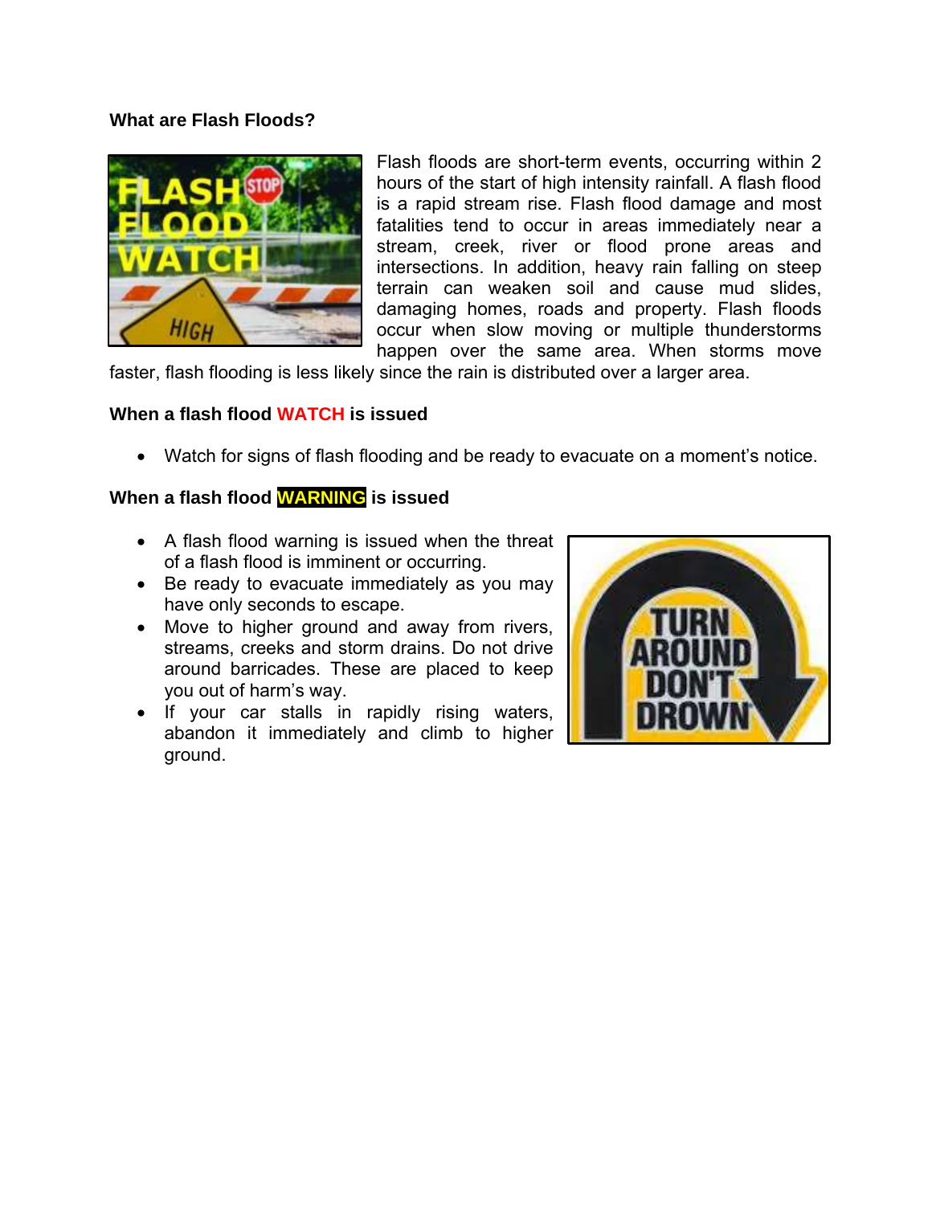**What are Flash Floods?**

Flash floods are short-term events, occurring within 2 hours of the start of high intensity rainfall. A flash flood is a rapid stream rise. Flash flood damage and most fatalities tend to occur in areas immediately near a stream, creek, river or flood prone areas and intersections. In addition, heavy rain falling on steep terrain can weaken soil and cause mud slides, damaging homes, roads and property. Flash floods occur when slow moving or multiple thunderstorms happen over the same area. When storms move faster, flash flooding is less likely since the rain is distributed over a larger area.

**When a flash flood WATCH is issued**

- Watch for signs of flash flooding and be ready to evacuate on a moment's notice.

**When a flash flood WARNING is issued**

- A flash flood warning is issued when the threat of a flash flood is imminent or occurring.
- Be ready to evacuate immediately as you may have only seconds to escape.
- Move to higher ground and away from rivers, streams, creeks and storm drains. Do not drive around barricades. These are placed to keep you out of harm's way.
- If your car stalls in rapidly rising waters, abandon it immediately and climb to higher ground.